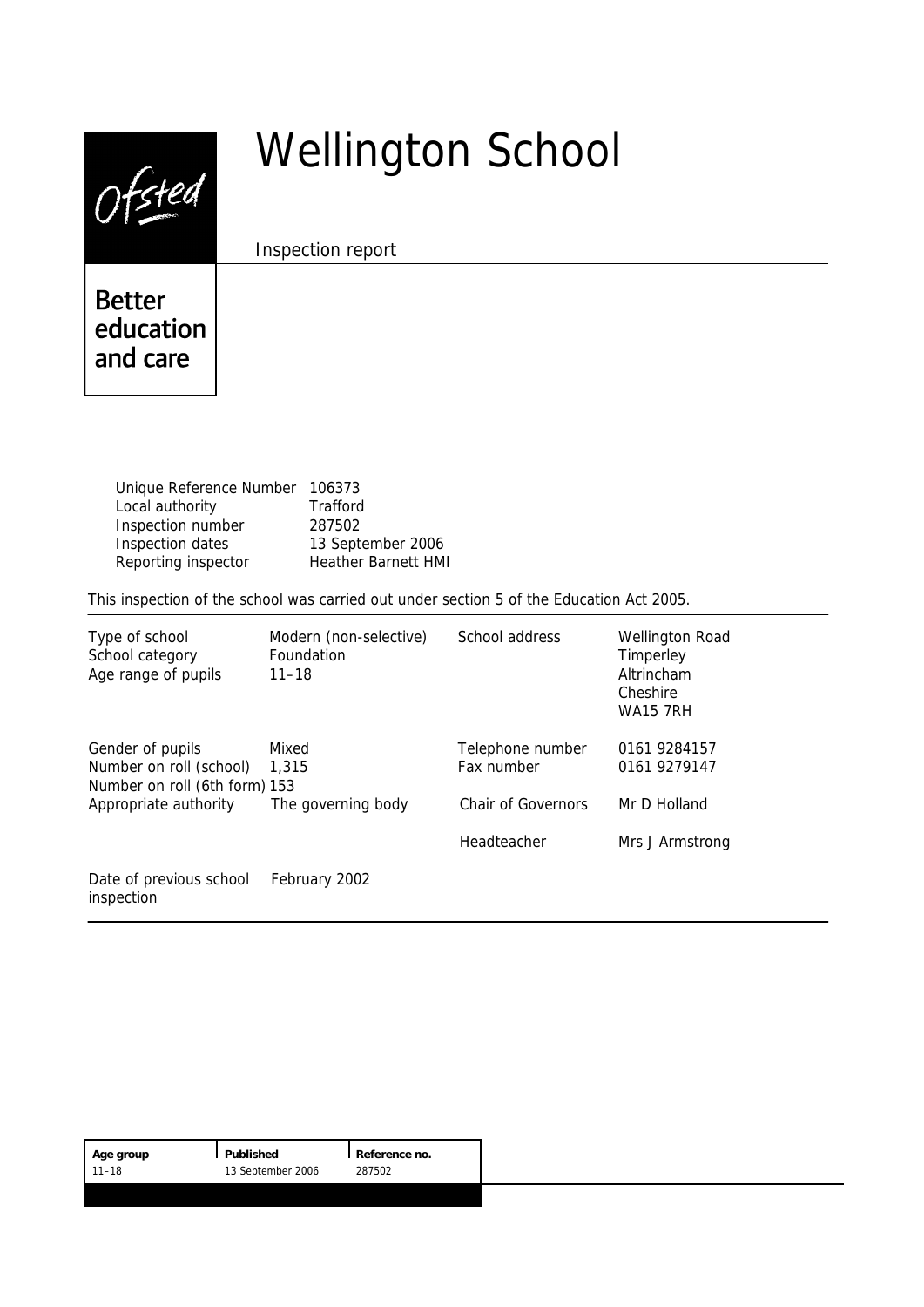Ofsted

Better education and care

# Wellington School

Inspection report

| | |
|---|---|
| Unique Reference Number | 106373 |
| Local authority | Trafford |
| Inspection number | 287502 |
| Inspection dates | 13 September 2006 |
| Reporting inspector | Heather Barnett HMI |

This inspection of the school was carried out under section 5 of the Education Act 2005.

| | | | |
|---|---|---|---|
| Type of school | Modern (non-selective) | School address | Wellington Road |
| School category | Foundation | | Timperley |
| Age range of pupils | 11–18 | | Altrincham |
| | | | Cheshire |
| | | | WA15 7RH |
| Gender of pupils | Mixed | Telephone number | 0161 9284157 |
| Number on roll (school) | 1,315 | Fax number | 0161 9279147 |
| Number on roll (6th form) | 153 | | |
| Appropriate authority | The governing body | Chair of Governors | Mr D Holland |
| | | Headteacher | Mrs J Armstrong |
| Date of previous school inspection | February 2002 | | |

| Age group | Published | Reference no. |
|---|---|---|
| 11–18 | 13 September 2006 | 287502 |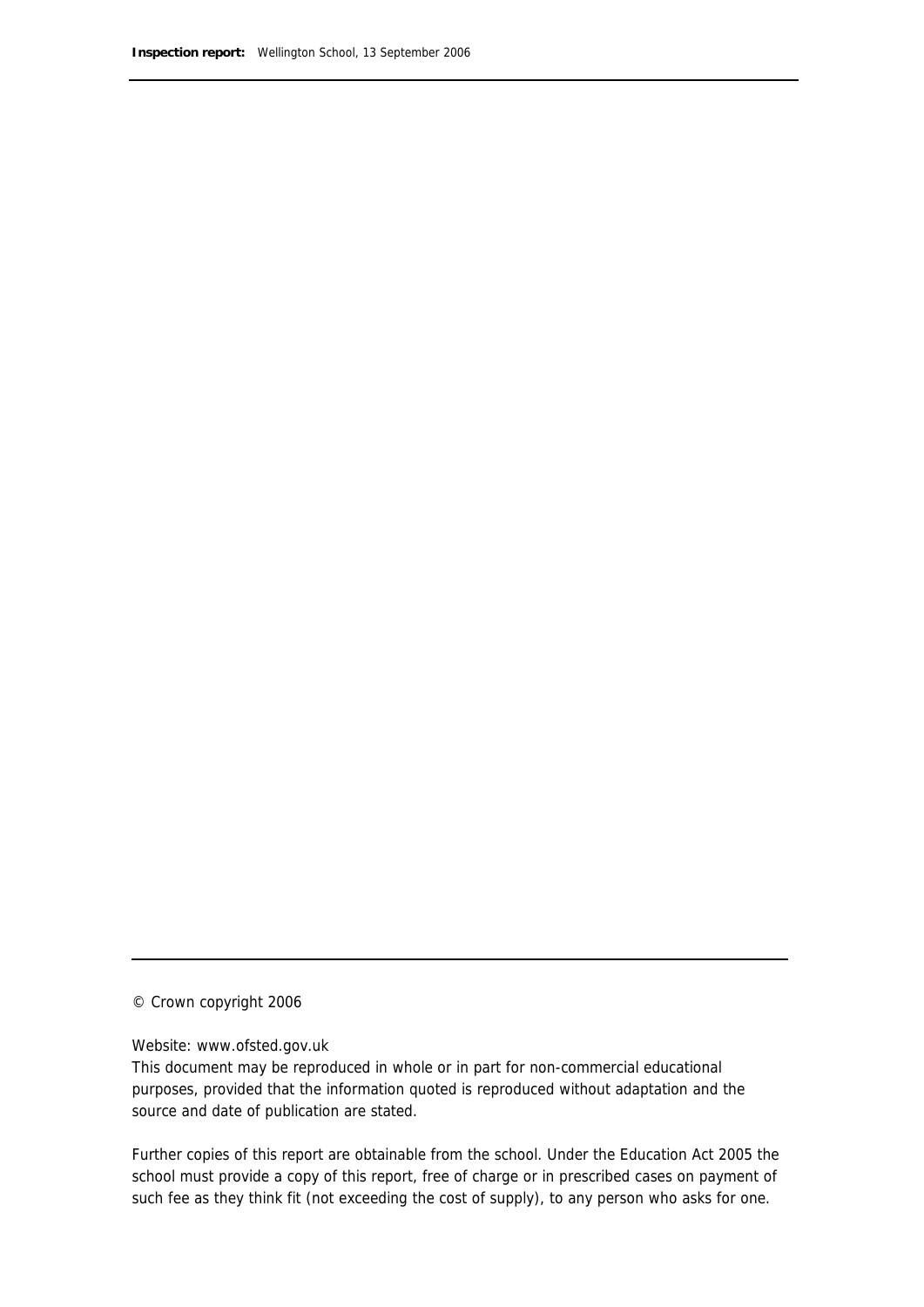© Crown copyright 2006

Website: www.ofsted.gov.uk

This document may be reproduced in whole or in part for non-commercial educational purposes, provided that the information quoted is reproduced without adaptation and the source and date of publication are stated.

Further copies of this report are obtainable from the school. Under the Education Act 2005 the school must provide a copy of this report, free of charge or in prescribed cases on payment of such fee as they think fit (not exceeding the cost of supply), to any person who asks for one.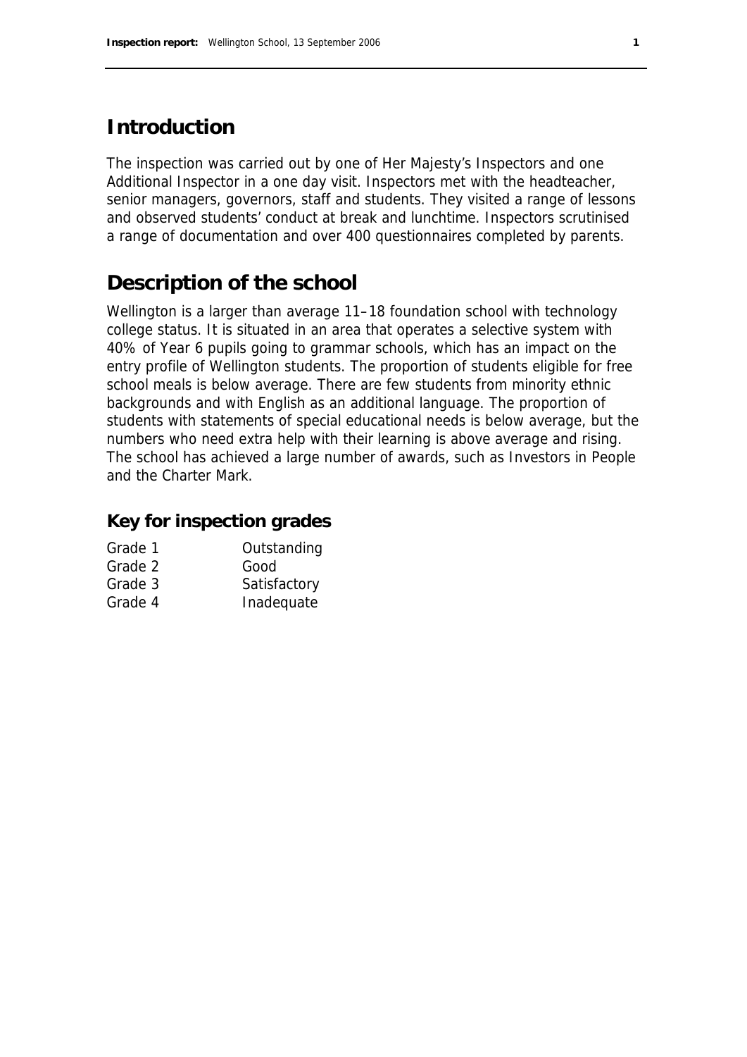## Introduction

The inspection was carried out by one of Her Majesty's Inspectors and one Additional Inspector in a one day visit. Inspectors met with the headteacher, senior managers, governors, staff and students. They visited a range of lessons and observed students' conduct at break and lunchtime. Inspectors scrutinised a range of documentation and over 400 questionnaires completed by parents.

## Description of the school

Wellington is a larger than average 11–18 foundation school with technology college status. It is situated in an area that operates a selective system with 40% of Year 6 pupils going to grammar schools, which has an impact on the entry profile of Wellington students. The proportion of students eligible for free school meals is below average. There are few students from minority ethnic backgrounds and with English as an additional language. The proportion of students with statements of special educational needs is below average, but the numbers who need extra help with their learning is above average and rising. The school has achieved a large number of awards, such as Investors in People and the Charter Mark.

### Key for inspection grades

| | |
|---|---|
| Grade 1 | Outstanding |
| Grade 2 | Good |
| Grade 3 | Satisfactory |
| Grade 4 | Inadequate |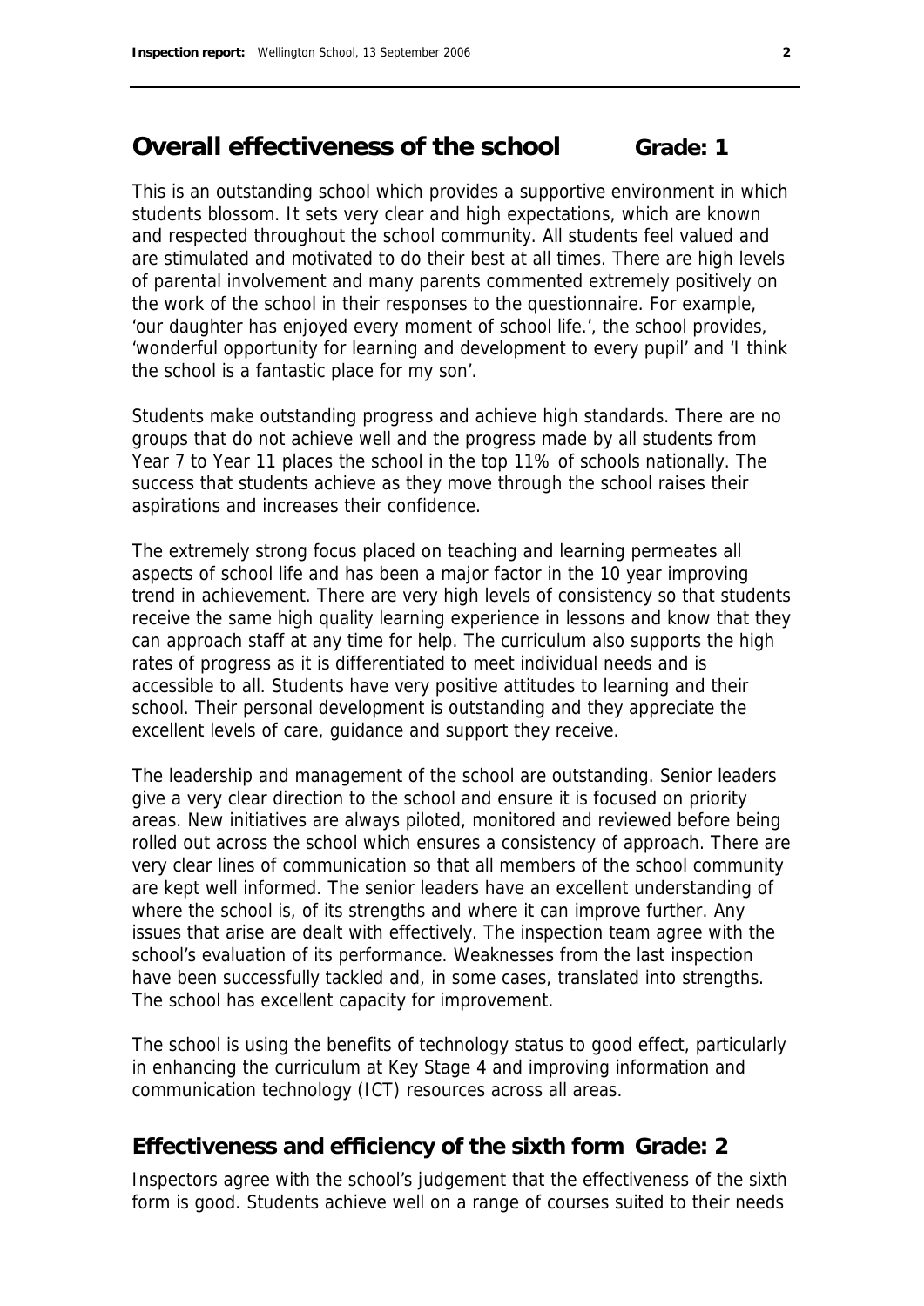## Overall effectiveness of the school Grade: 1

This is an outstanding school which provides a supportive environment in which students blossom. It sets very clear and high expectations, which are known and respected throughout the school community. All students feel valued and are stimulated and motivated to do their best at all times. There are high levels of parental involvement and many parents commented extremely positively on the work of the school in their responses to the questionnaire. For example, 'our daughter has enjoyed every moment of school life.', the school provides, 'wonderful opportunity for learning and development to every pupil' and 'I think the school is a fantastic place for my son'.

Students make outstanding progress and achieve high standards. There are no groups that do not achieve well and the progress made by all students from Year 7 to Year 11 places the school in the top 11% of schools nationally. The success that students achieve as they move through the school raises their aspirations and increases their confidence.

The extremely strong focus placed on teaching and learning permeates all aspects of school life and has been a major factor in the 10 year improving trend in achievement. There are very high levels of consistency so that students receive the same high quality learning experience in lessons and know that they can approach staff at any time for help. The curriculum also supports the high rates of progress as it is differentiated to meet individual needs and is accessible to all. Students have very positive attitudes to learning and their school. Their personal development is outstanding and they appreciate the excellent levels of care, guidance and support they receive.

The leadership and management of the school are outstanding. Senior leaders give a very clear direction to the school and ensure it is focused on priority areas. New initiatives are always piloted, monitored and reviewed before being rolled out across the school which ensures a consistency of approach. There are very clear lines of communication so that all members of the school community are kept well informed. The senior leaders have an excellent understanding of where the school is, of its strengths and where it can improve further. Any issues that arise are dealt with effectively. The inspection team agree with the school's evaluation of its performance. Weaknesses from the last inspection have been successfully tackled and, in some cases, translated into strengths. The school has excellent capacity for improvement.

The school is using the benefits of technology status to good effect, particularly in enhancing the curriculum at Key Stage 4 and improving information and communication technology (ICT) resources across all areas.

### Effectiveness and efficiency of the sixth form Grade: 2

Inspectors agree with the school's judgement that the effectiveness of the sixth form is good. Students achieve well on a range of courses suited to their needs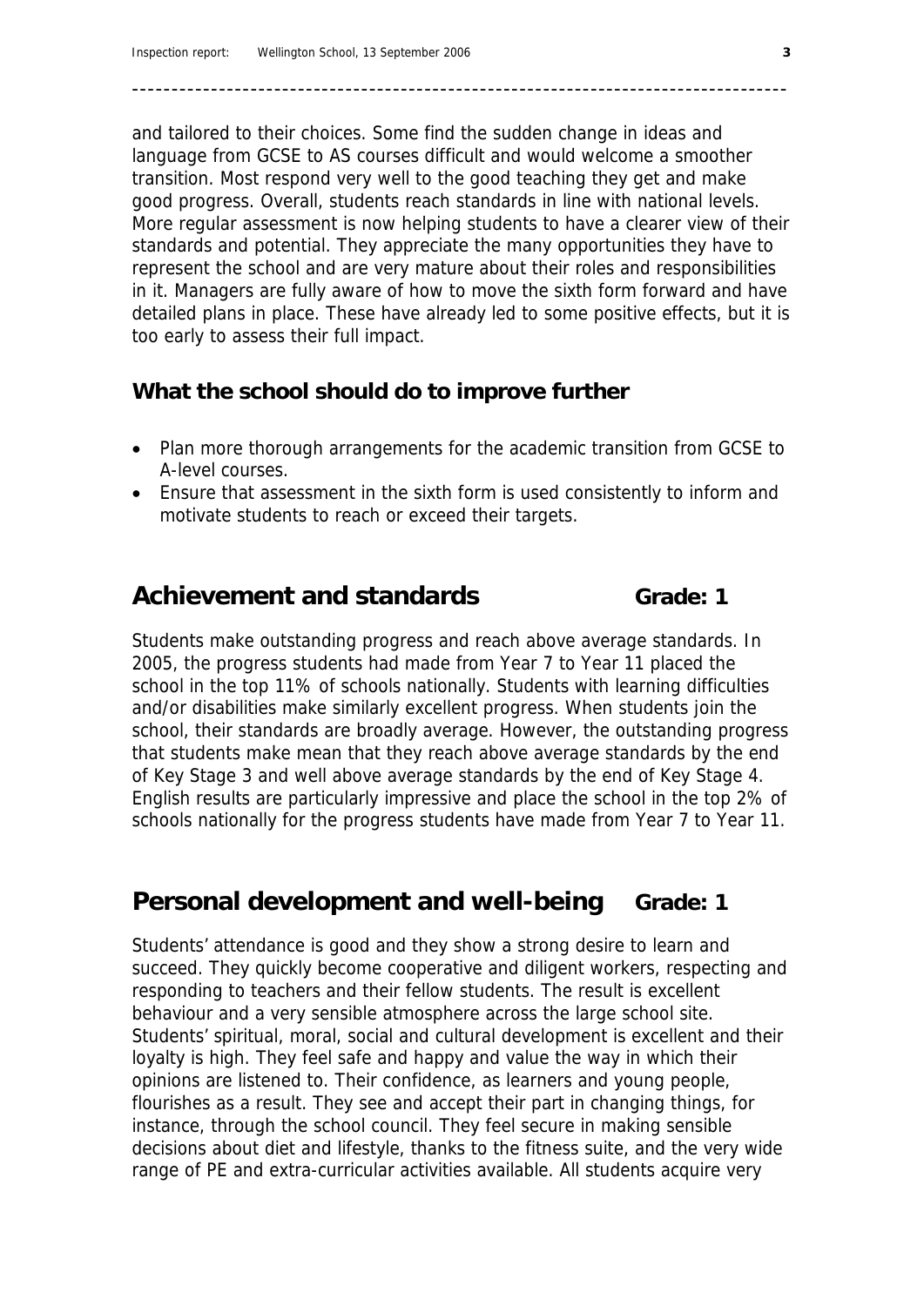and tailored to their choices. Some find the sudden change in ideas and language from GCSE to AS courses difficult and would welcome a smoother transition. Most respond very well to the good teaching they get and make good progress. Overall, students reach standards in line with national levels. More regular assessment is now helping students to have a clearer view of their standards and potential. They appreciate the many opportunities they have to represent the school and are very mature about their roles and responsibilities in it. Managers are fully aware of how to move the sixth form forward and have detailed plans in place. These have already led to some positive effects, but it is too early to assess their full impact.

### What the school should do to improve further

- Plan more thorough arrangements for the academic transition from GCSE to A-level courses.
- Ensure that assessment in the sixth form is used consistently to inform and motivate students to reach or exceed their targets.

## Achievement and standards Grade: 1

Students make outstanding progress and reach above average standards. In 2005, the progress students had made from Year 7 to Year 11 placed the school in the top 11% of schools nationally. Students with learning difficulties and/or disabilities make similarly excellent progress. When students join the school, their standards are broadly average. However, the outstanding progress that students make mean that they reach above average standards by the end of Key Stage 3 and well above average standards by the end of Key Stage 4. English results are particularly impressive and place the school in the top 2% of schools nationally for the progress students have made from Year 7 to Year 11.

## Personal development and well-being Grade: 1

Students' attendance is good and they show a strong desire to learn and succeed. They quickly become cooperative and diligent workers, respecting and responding to teachers and their fellow students. The result is excellent behaviour and a very sensible atmosphere across the large school site. Students' spiritual, moral, social and cultural development is excellent and their loyalty is high. They feel safe and happy and value the way in which their opinions are listened to. Their confidence, as learners and young people, flourishes as a result. They see and accept their part in changing things, for instance, through the school council. They feel secure in making sensible decisions about diet and lifestyle, thanks to the fitness suite, and the very wide range of PE and extra-curricular activities available. All students acquire very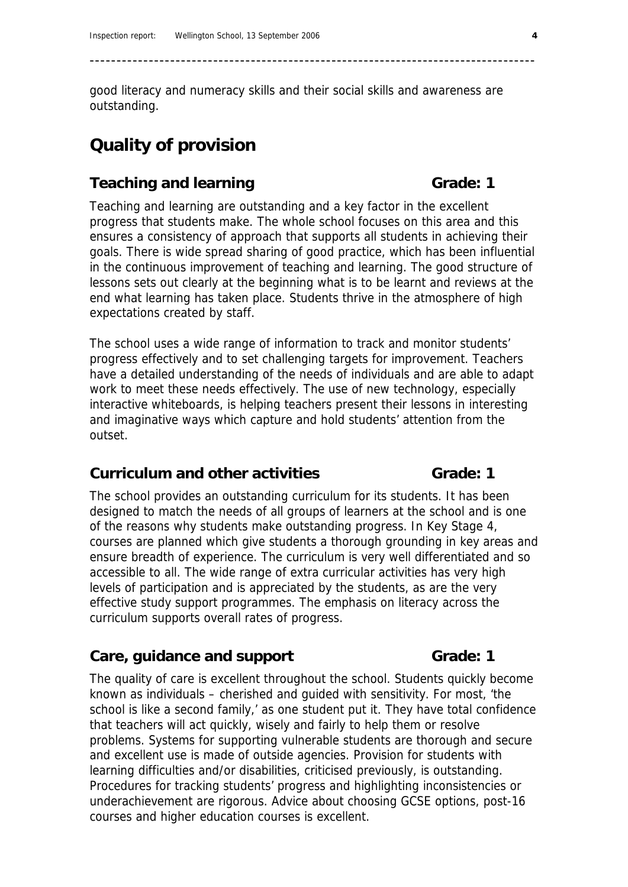good literacy and numeracy skills and their social skills and awareness are outstanding.

# Quality of provision

## Teaching and learning — Grade: 1

Teaching and learning are outstanding and a key factor in the excellent progress that students make. The whole school focuses on this area and this ensures a consistency of approach that supports all students in achieving their goals. There is wide spread sharing of good practice, which has been influential in the continuous improvement of teaching and learning. The good structure of lessons sets out clearly at the beginning what is to be learnt and reviews at the end what learning has taken place. Students thrive in the atmosphere of high expectations created by staff.

The school uses a wide range of information to track and monitor students' progress effectively and to set challenging targets for improvement. Teachers have a detailed understanding of the needs of individuals and are able to adapt work to meet these needs effectively. The use of new technology, especially interactive whiteboards, is helping teachers present their lessons in interesting and imaginative ways which capture and hold students' attention from the outset.

## Curriculum and other activities — Grade: 1

The school provides an outstanding curriculum for its students. It has been designed to match the needs of all groups of learners at the school and is one of the reasons why students make outstanding progress. In Key Stage 4, courses are planned which give students a thorough grounding in key areas and ensure breadth of experience. The curriculum is very well differentiated and so accessible to all. The wide range of extra curricular activities has very high levels of participation and is appreciated by the students, as are the very effective study support programmes. The emphasis on literacy across the curriculum supports overall rates of progress.

## Care, guidance and support — Grade: 1

The quality of care is excellent throughout the school. Students quickly become known as individuals – cherished and guided with sensitivity. For most, 'the school is like a second family,' as one student put it. They have total confidence that teachers will act quickly, wisely and fairly to help them or resolve problems. Systems for supporting vulnerable students are thorough and secure and excellent use is made of outside agencies. Provision for students with learning difficulties and/or disabilities, criticised previously, is outstanding. Procedures for tracking students' progress and highlighting inconsistencies or underachievement are rigorous. Advice about choosing GCSE options, post-16 courses and higher education courses is excellent.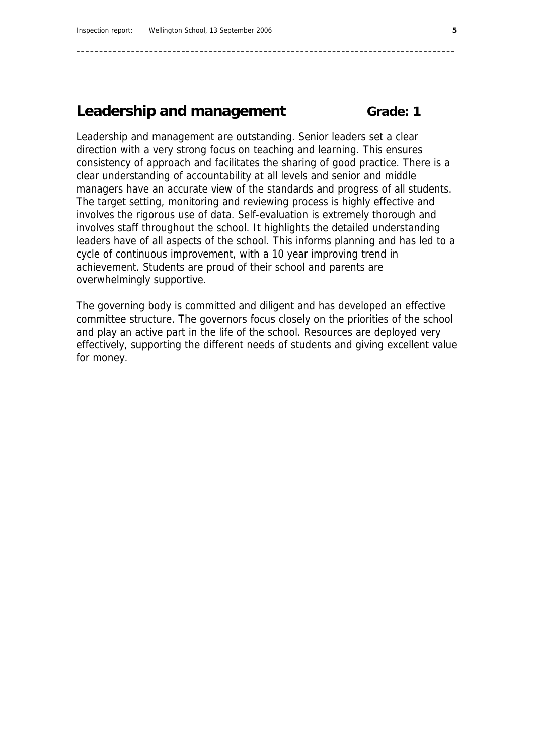## Leadership and management Grade: 1

Leadership and management are outstanding. Senior leaders set a clear direction with a very strong focus on teaching and learning. This ensures consistency of approach and facilitates the sharing of good practice. There is a clear understanding of accountability at all levels and senior and middle managers have an accurate view of the standards and progress of all students. The target setting, monitoring and reviewing process is highly effective and involves the rigorous use of data. Self-evaluation is extremely thorough and involves staff throughout the school. It highlights the detailed understanding leaders have of all aspects of the school. This informs planning and has led to a cycle of continuous improvement, with a 10 year improving trend in achievement. Students are proud of their school and parents are overwhelmingly supportive.

The governing body is committed and diligent and has developed an effective committee structure. The governors focus closely on the priorities of the school and play an active part in the life of the school. Resources are deployed very effectively, supporting the different needs of students and giving excellent value for money.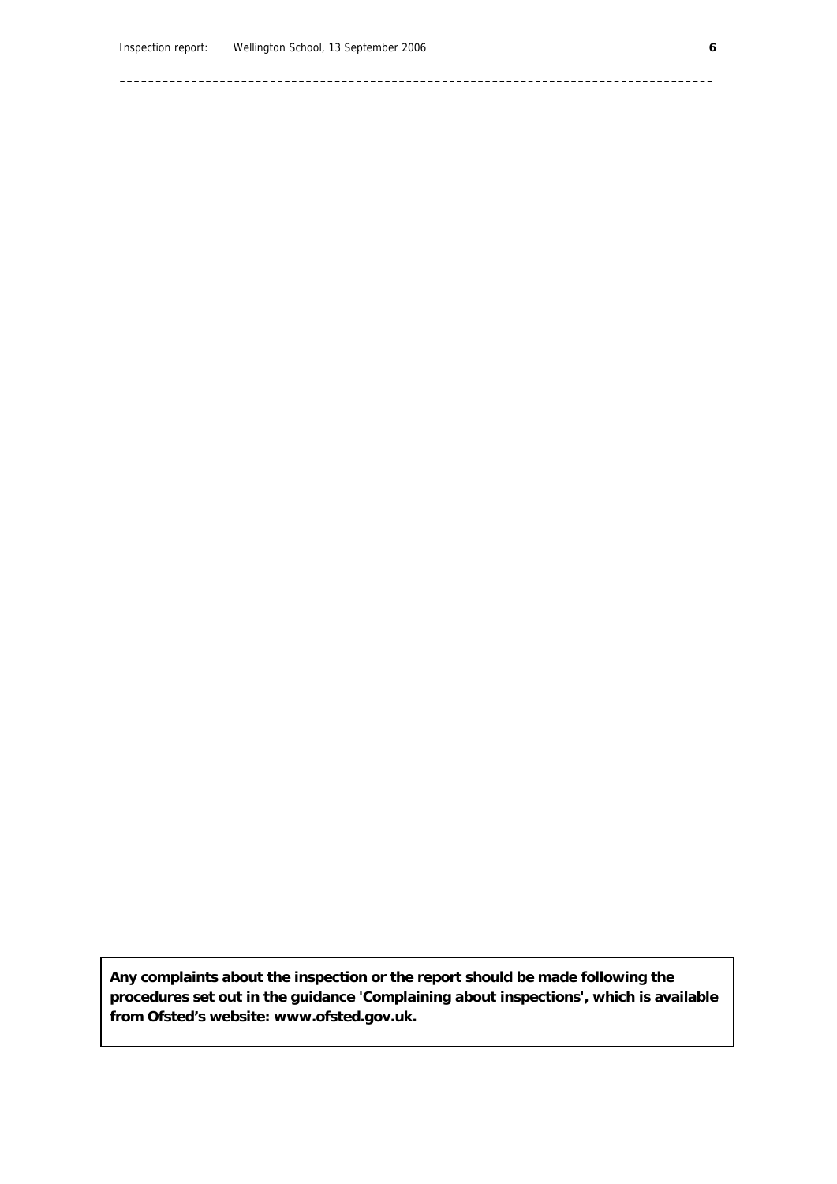**Any complaints about the inspection or the report should be made following the procedures set out in the guidance 'Complaining about inspections', which is available from Ofsted's website: www.ofsted.gov.uk.**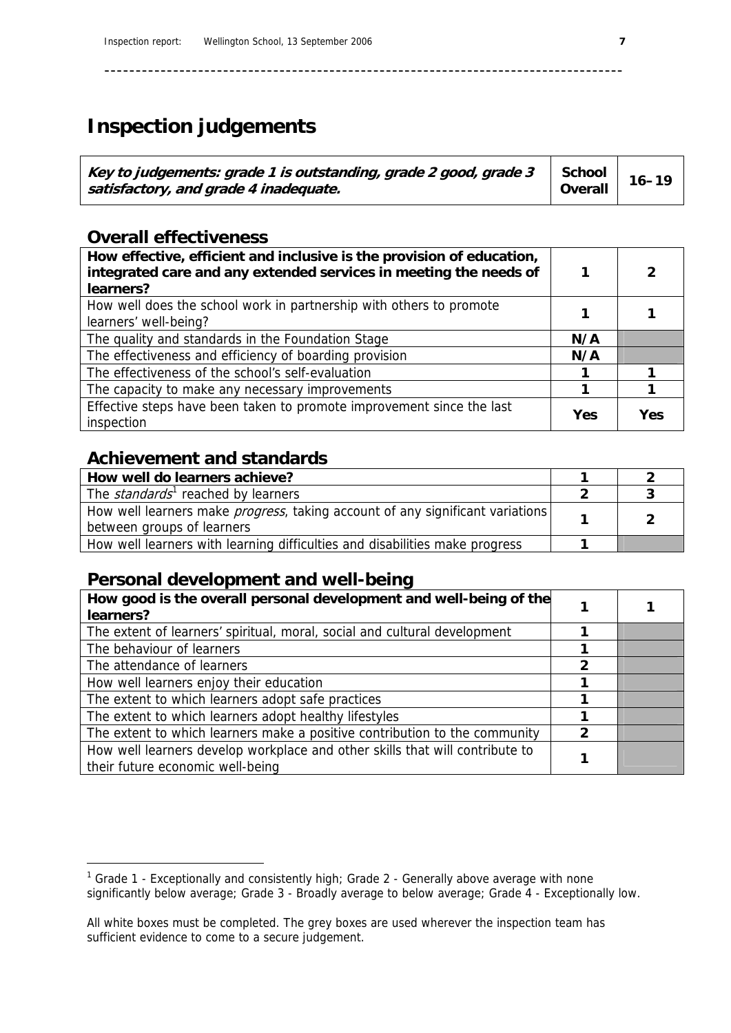# Inspection judgements

| ***Key to judgements: grade 1 is outstanding, grade 2 good, grade 3 satisfactory, and grade 4 inadequate.*** | **School Overall** | **16–19** |
|---|---|---|

## Overall effectiveness

| | | |
|---|---|---|
| **How effective, efficient and inclusive is the provision of education, integrated care and any extended services in meeting the needs of learners?** | **1** | **2** |
| How well does the school work in partnership with others to promote learners' well-being? | **1** | **1** |
| The quality and standards in the Foundation Stage | **N/A** | |
| The effectiveness and efficiency of boarding provision | **N/A** | |
| The effectiveness of the school's self-evaluation | **1** | **1** |
| The capacity to make any necessary improvements | **1** | **1** |
| Effective steps have been taken to promote improvement since the last inspection | **Yes** | **Yes** |

## Achievement and standards

| | | |
|---|---|---|
| **How well do learners achieve?** | **1** | **2** |
| The *standards*[1] reached by learners | **2** | **3** |
| How well learners make *progress*, taking account of any significant variations between groups of learners | **1** | **2** |
| How well learners with learning difficulties and disabilities make progress | **1** | |

## Personal development and well-being

| | | |
|---|---|---|
| **How good is the overall personal development and well-being of the learners?** | **1** | **1** |
| The extent of learners' spiritual, moral, social and cultural development | **1** | |
| The behaviour of learners | **1** | |
| The attendance of learners | **2** | |
| How well learners enjoy their education | **1** | |
| The extent to which learners adopt safe practices | **1** | |
| The extent to which learners adopt healthy lifestyles | **1** | |
| The extent to which learners make a positive contribution to the community | **2** | |
| How well learners develop workplace and other skills that will contribute to their future economic well-being | **1** | |

[1] Grade 1 - Exceptionally and consistently high; Grade 2 - Generally above average with none significantly below average; Grade 3 - Broadly average to below average; Grade 4 - Exceptionally low.

All white boxes must be completed. The grey boxes are used wherever the inspection team has sufficient evidence to come to a secure judgement.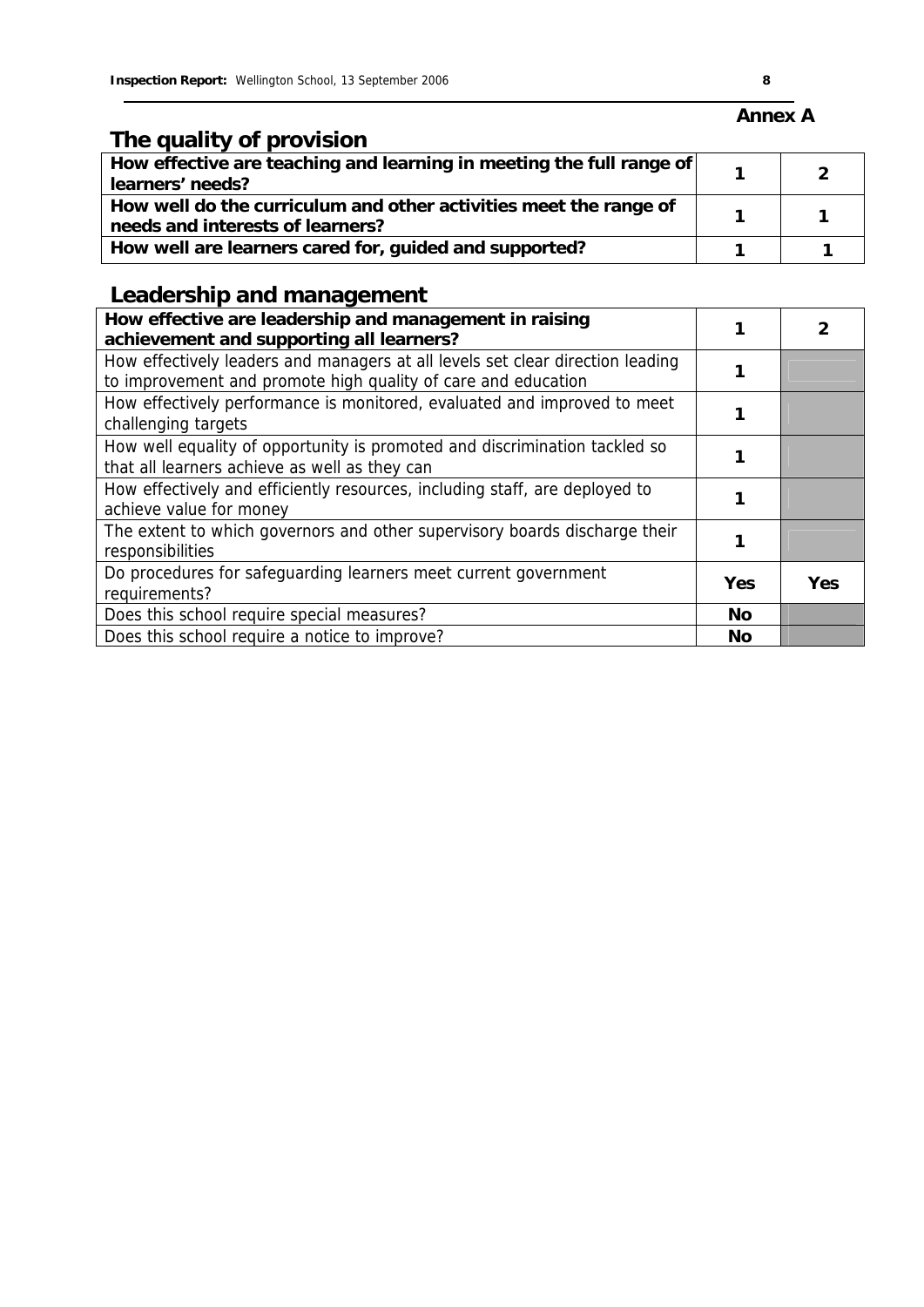**Annex A**

## The quality of provision

| How effective are teaching and learning in meeting the full range of learners' needs? | 1 | 2 |
|---|---|---|
| How well do the curriculum and other activities meet the range of needs and interests of learners? | 1 | 1 |
| How well are learners cared for, guided and supported? | 1 | 1 |

## Leadership and management

| How effective are leadership and management in raising achievement and supporting all learners? | 1 | 2 |
|---|---|---|
| How effectively leaders and managers at all levels set clear direction leading to improvement and promote high quality of care and education | 1 | |
| How effectively performance is monitored, evaluated and improved to meet challenging targets | 1 | |
| How well equality of opportunity is promoted and discrimination tackled so that all learners achieve as well as they can | 1 | |
| How effectively and efficiently resources, including staff, are deployed to achieve value for money | 1 | |
| The extent to which governors and other supervisory boards discharge their responsibilities | 1 | |
| Do procedures for safeguarding learners meet current government requirements? | Yes | Yes |
| Does this school require special measures? | No | |
| Does this school require a notice to improve? | No | |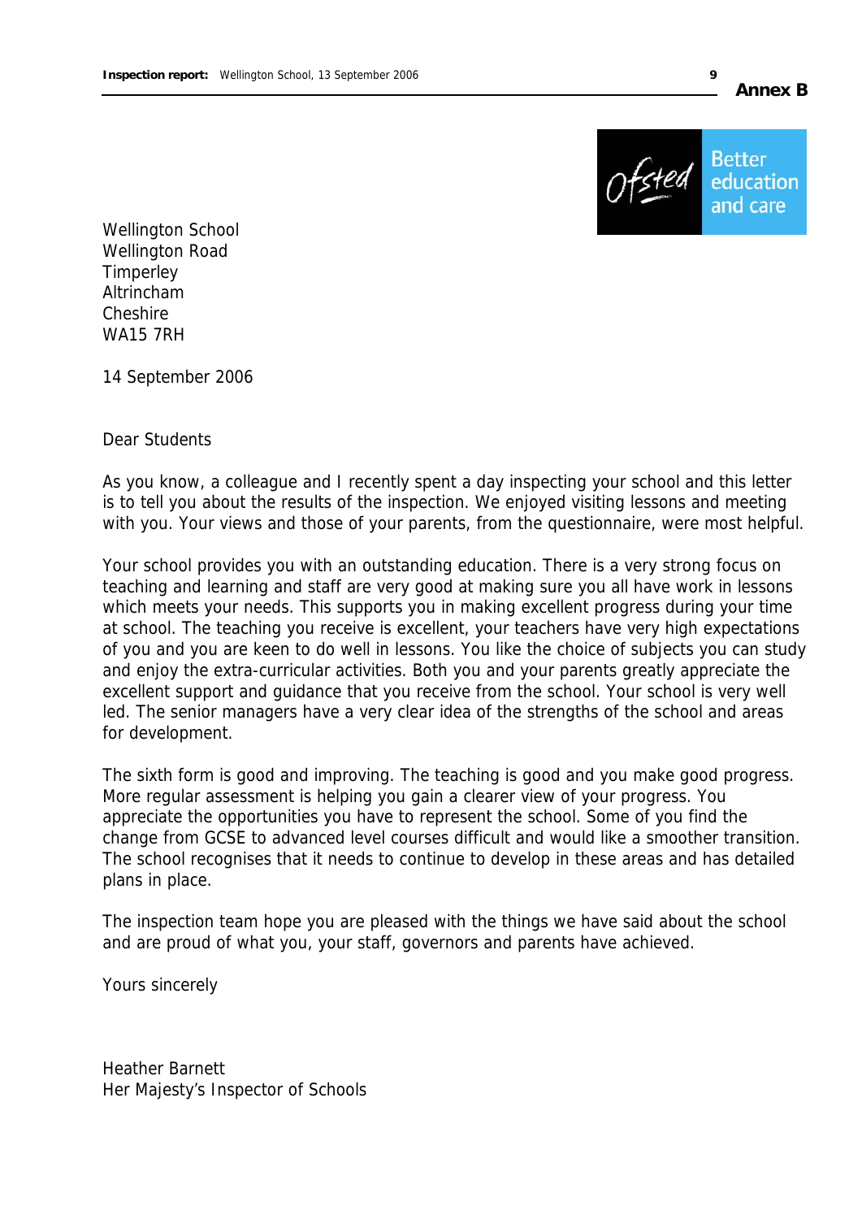**Annex B**

Wellington School
Wellington Road
Timperley
Altrincham
Cheshire
WA15 7RH

14 September 2006

Dear Students

As you know, a colleague and I recently spent a day inspecting your school and this letter is to tell you about the results of the inspection. We enjoyed visiting lessons and meeting with you. Your views and those of your parents, from the questionnaire, were most helpful.

Your school provides you with an outstanding education. There is a very strong focus on teaching and learning and staff are very good at making sure you all have work in lessons which meets your needs. This supports you in making excellent progress during your time at school. The teaching you receive is excellent, your teachers have very high expectations of you and you are keen to do well in lessons. You like the choice of subjects you can study and enjoy the extra-curricular activities. Both you and your parents greatly appreciate the excellent support and guidance that you receive from the school. Your school is very well led. The senior managers have a very clear idea of the strengths of the school and areas for development.

The sixth form is good and improving. The teaching is good and you make good progress. More regular assessment is helping you gain a clearer view of your progress. You appreciate the opportunities you have to represent the school. Some of you find the change from GCSE to advanced level courses difficult and would like a smoother transition. The school recognises that it needs to continue to develop in these areas and has detailed plans in place.

The inspection team hope you are pleased with the things we have said about the school and are proud of what you, your staff, governors and parents have achieved.

Yours sincerely

Heather Barnett
Her Majesty's Inspector of Schools